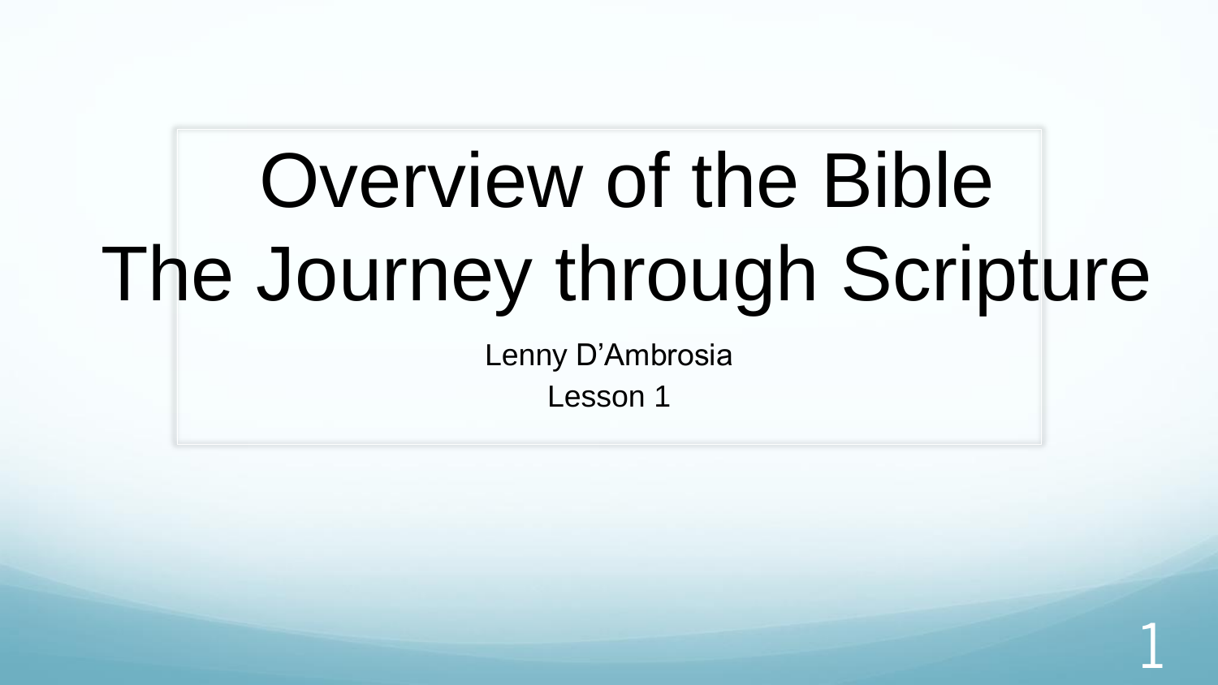# Overview of the Bible
# The Journey through Scripture

Lenny D'Ambrosia

Lesson 1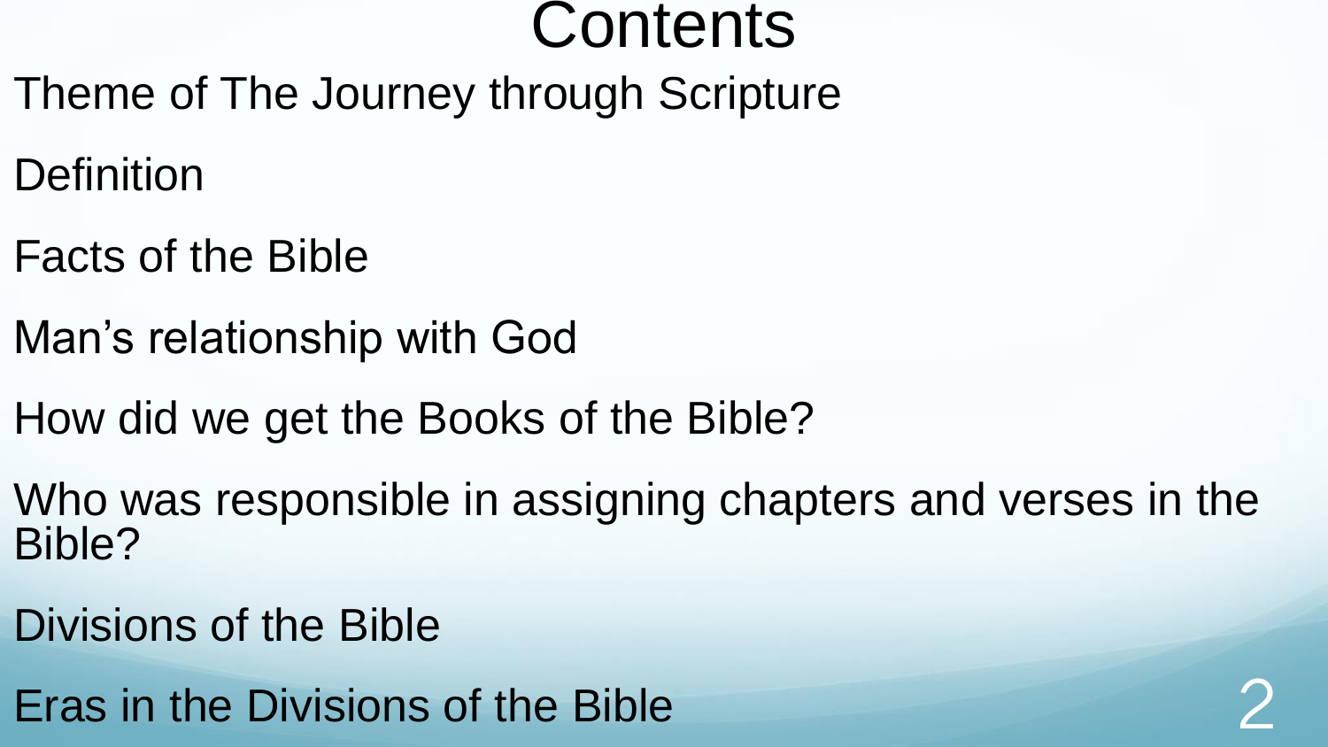# Contents

Theme of The Journey through Scripture

Definition

Facts of the Bible

Man’s relationship with God

How did we get the Books of the Bible?

Who was responsible in assigning chapters and verses in the Bible?

Divisions of the Bible

Eras in the Divisions of the Bible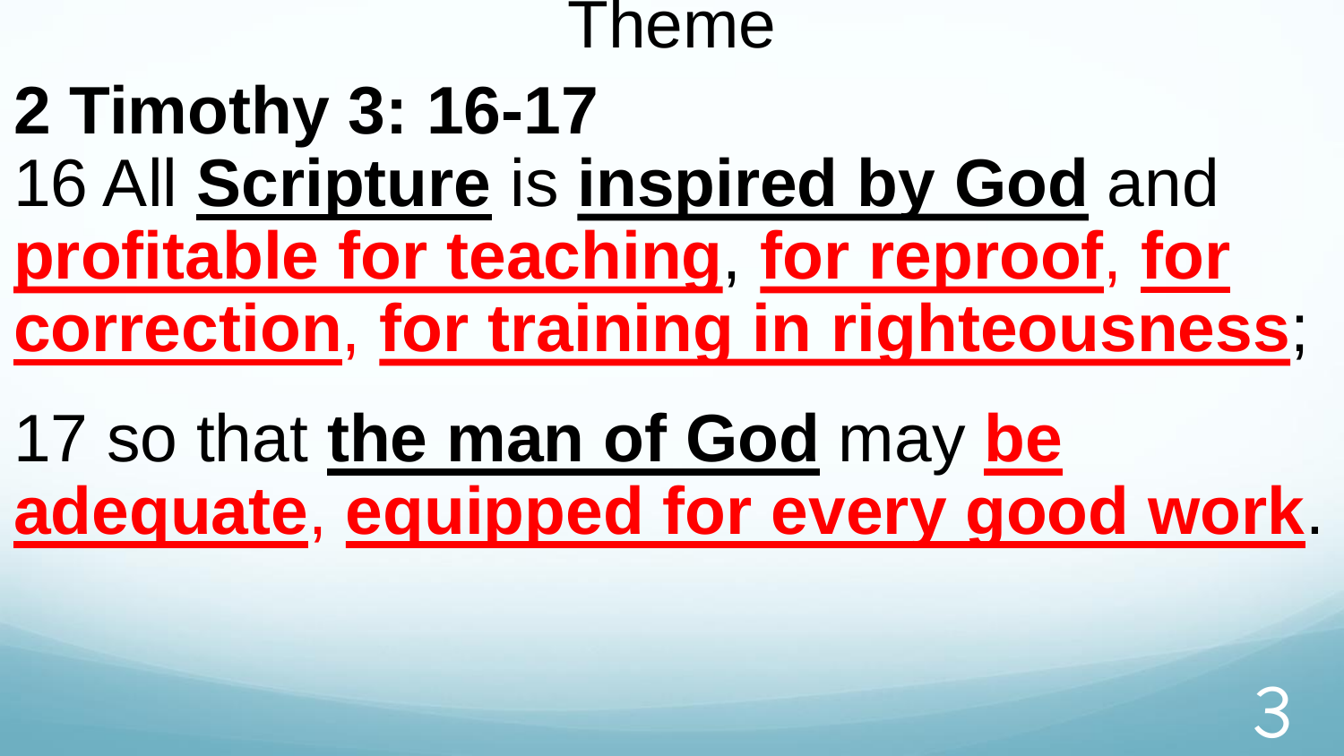# Theme

**2 Timothy 3: 16-17**

16 All **Scripture** is **inspired by God** and **profitable for teaching**, **for reproof**, **for correction**, **for training in righteousness**;

17 so that **the man of God** may **be adequate**, **equipped for every good work**.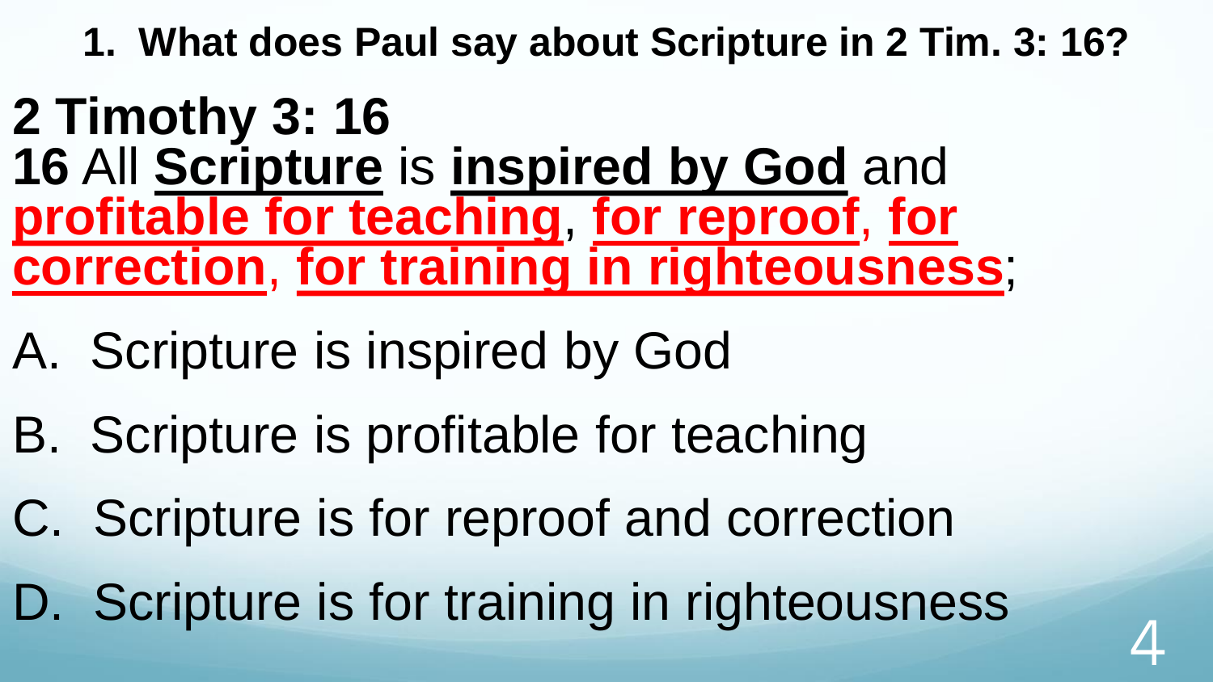**1. What does Paul say about Scripture in 2 Tim. 3: 16?**

## 2 Timothy 3: 16

**16** All **Scripture** is **inspired by God** and **profitable for teaching**, **for reproof**, **for correction**, **for training in righteousness**;

A. Scripture is inspired by God

B. Scripture is profitable for teaching

C. Scripture is for reproof and correction

D. Scripture is for training in righteousness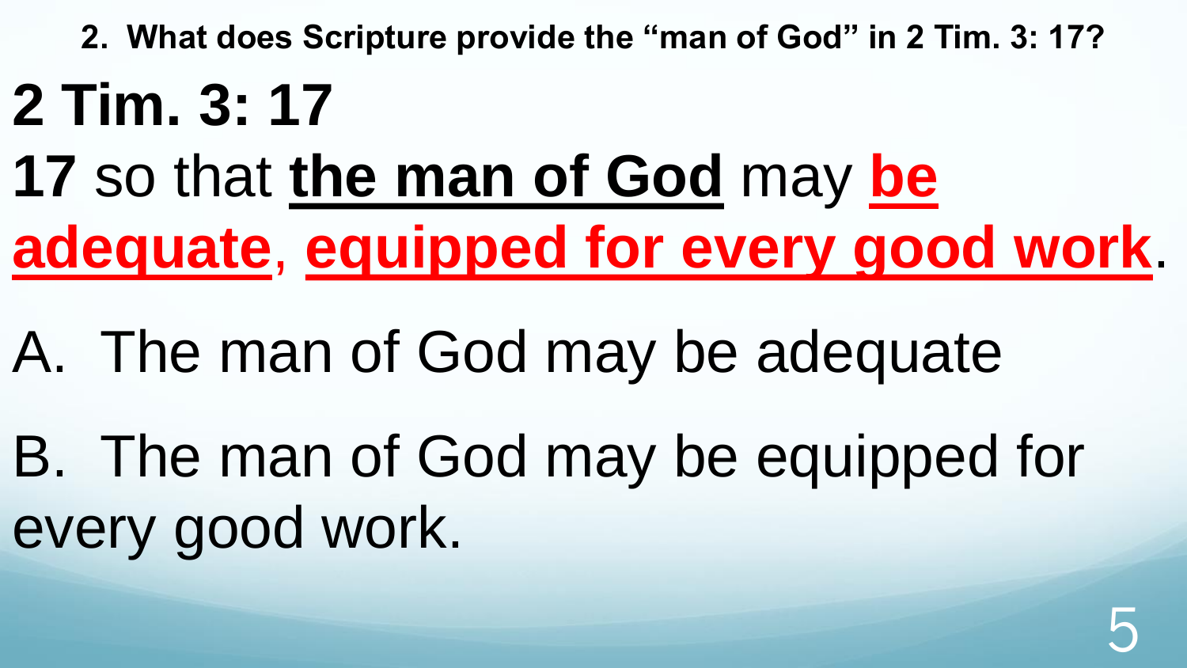**2. What does Scripture provide the "man of God" in 2 Tim. 3: 17?**

# 2 Tim. 3: 17

**17** so that **the man of God** may **be adequate**, **equipped for every good work**.

A. The man of God may be adequate

B. The man of God may be equipped for every good work.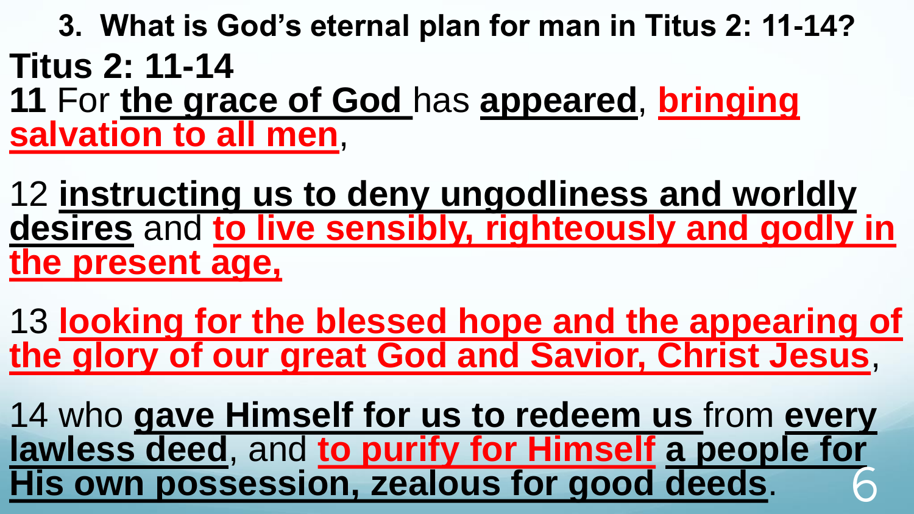### 3. What is God's eternal plan for man in Titus 2: 11-14?

**Titus 2: 11-14**

**11** For **the grace of God** has **appeared**, **bringing salvation to all men**,

12 **instructing us to deny ungodliness and worldly desires** and **to live sensibly, righteously and godly in the present age,**

13 **looking for the blessed hope and the appearing of the glory of our great God and Savior, Christ Jesus**,

14 who **gave Himself for us to redeem us** from **every lawless deed**, and **to purify for Himself** **a people for His own possession, zealous for good deeds**.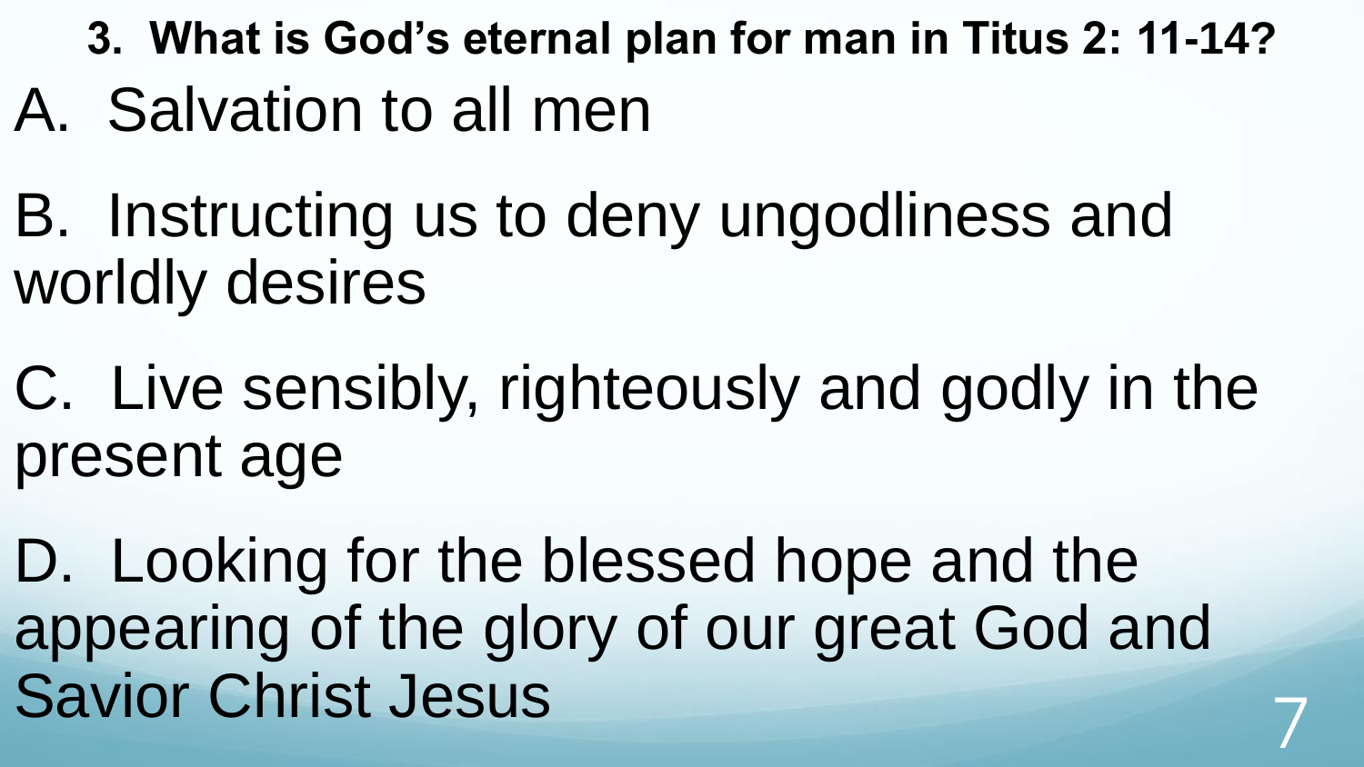**3. What is God's eternal plan for man in Titus 2: 11-14?**

A. Salvation to all men

B. Instructing us to deny ungodliness and worldly desires

C. Live sensibly, righteously and godly in the present age

D. Looking for the blessed hope and the appearing of the glory of our great God and Savior Christ Jesus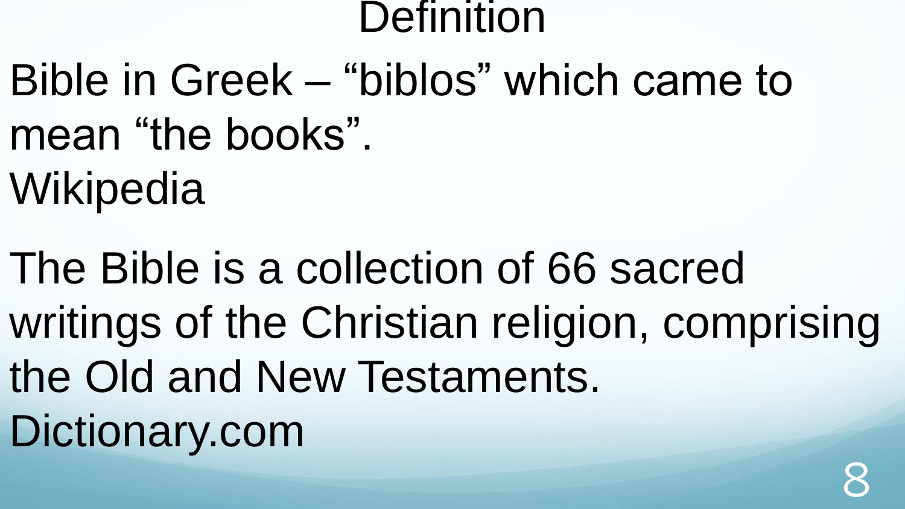# Definition

Bible in Greek – “biblos” which came to mean “the books”.
Wikipedia

The Bible is a collection of 66 sacred writings of the Christian religion, comprising the Old and New Testaments.
Dictionary.com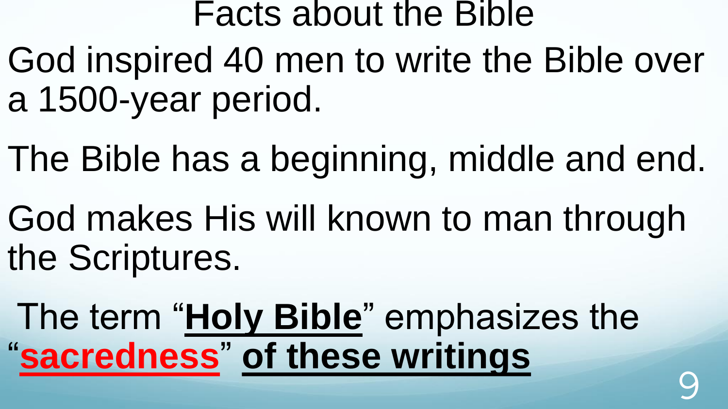# Facts about the Bible

God inspired 40 men to write the Bible over a 1500-year period.

The Bible has a beginning, middle and end.

God makes His will known to man through the Scriptures.

The term "**Holy Bible**" emphasizes the "**sacredness**" **of these writings**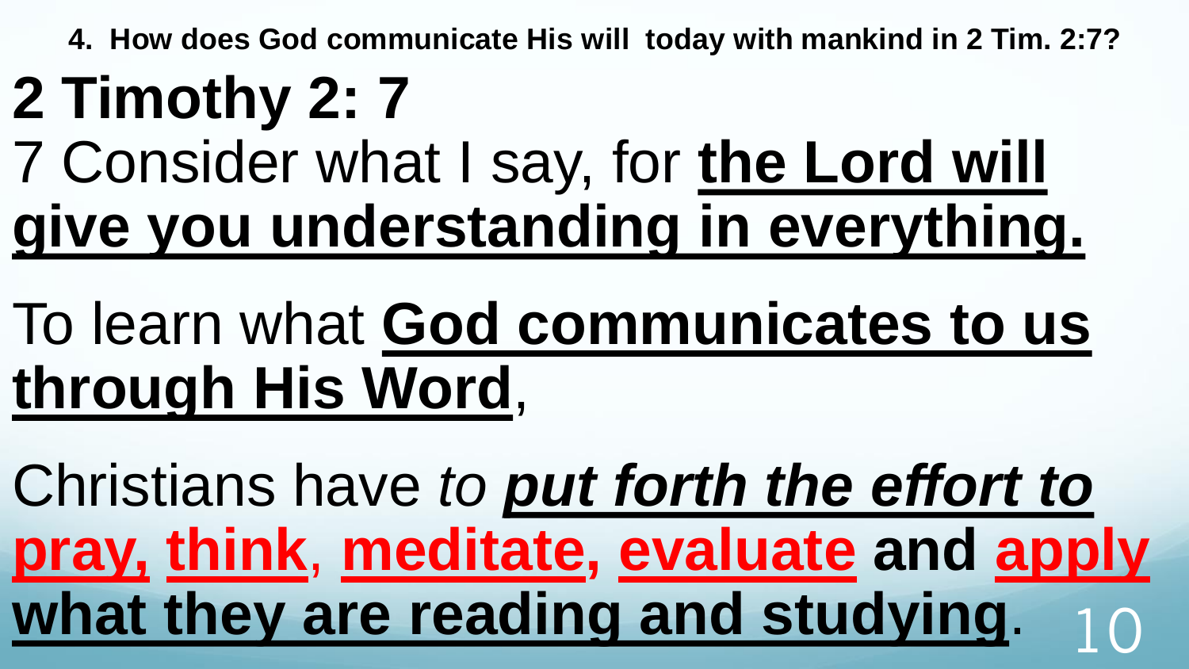**4. How does God communicate His will today with mankind in 2 Tim. 2:7?**

# 2 Timothy 2: 7

7 Consider what I say, for **the Lord will give you understanding in everything.**

To learn what **God communicates to us through His Word**,

Christians have *to* ***put forth the effort to*** **pray, think**, **meditate, evaluate and apply what they are reading and studying**.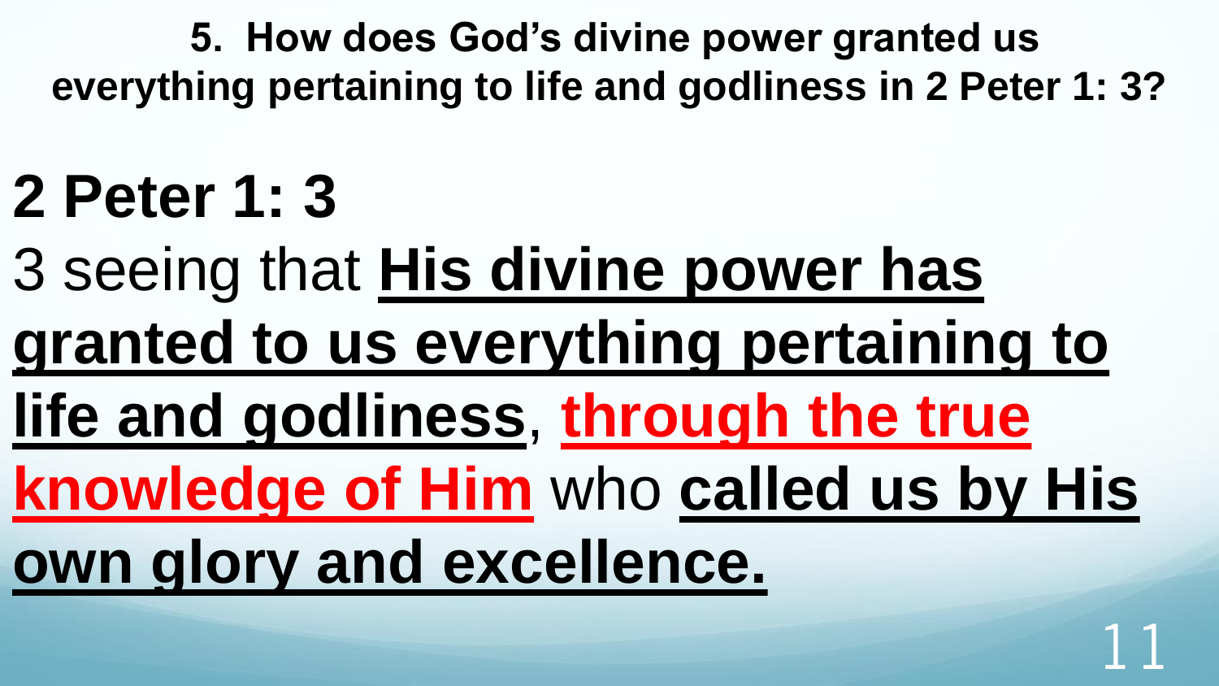**5. How does God's divine power granted us everything pertaining to life and godliness in 2 Peter 1: 3?**

# 2 Peter 1: 3

3 seeing that **His divine power has granted to us everything pertaining to life and godliness**, **through the true knowledge of Him** who **called us by His own glory and excellence.**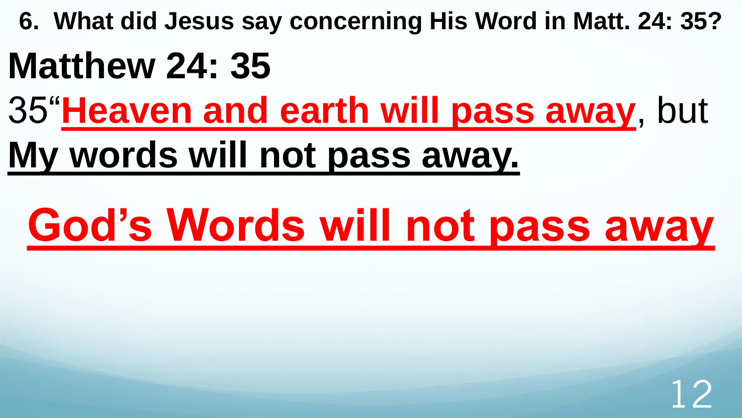**6. What did Jesus say concerning His Word in Matt. 24: 35?**

## Matthew 24: 35

35"**Heaven and earth will pass away**, but **My words will not pass away.**

# God's Words will not pass away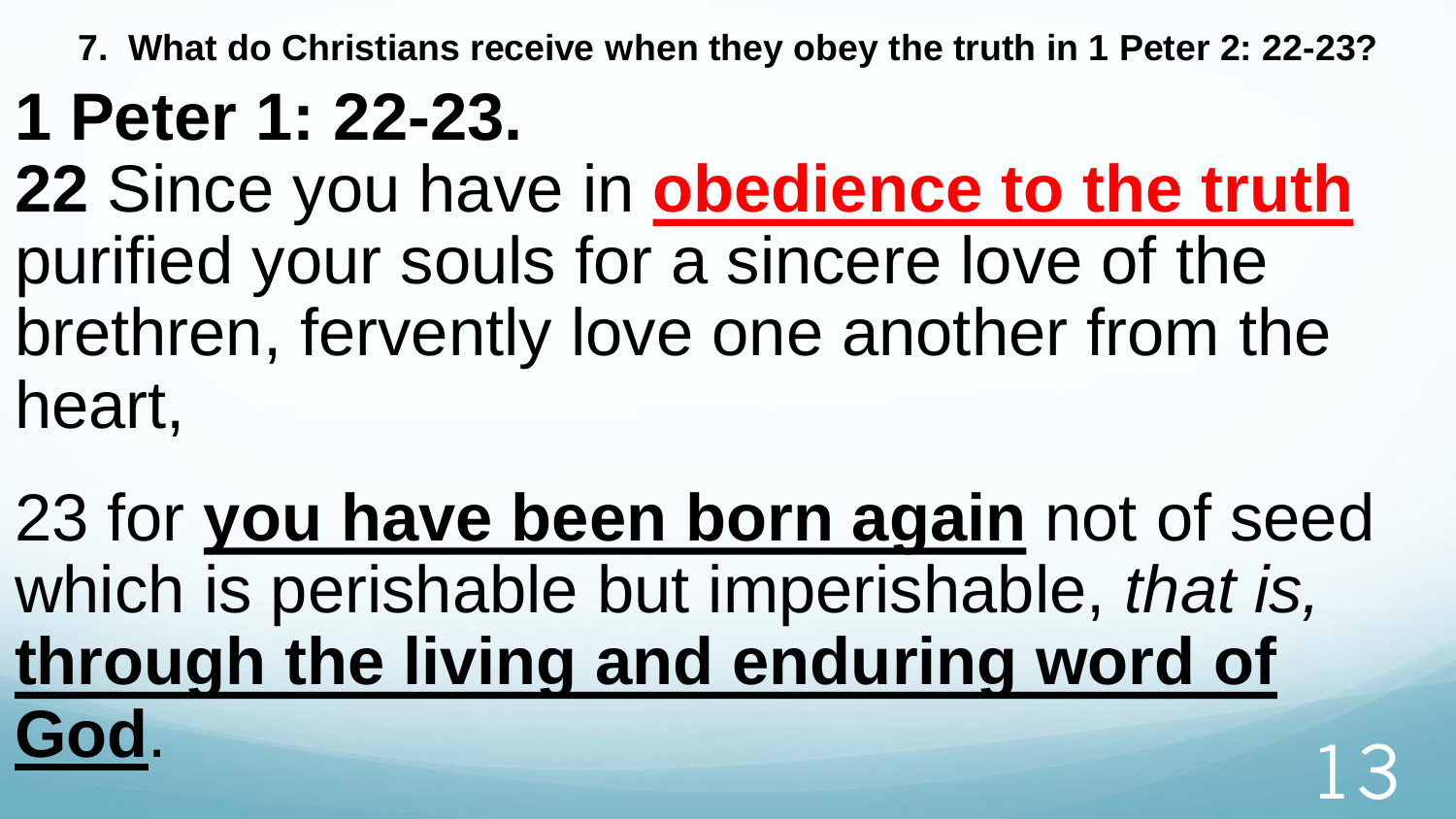**7. What do Christians receive when they obey the truth in 1 Peter 2: 22-23?**

# 1 Peter 1: 22-23.

**22** Since you have in **obedience to the truth** purified your souls for a sincere love of the brethren, fervently love one another from the heart,

23 for **you have been born again** not of seed which is perishable but imperishable, *that is,* **through the living and enduring word of God**.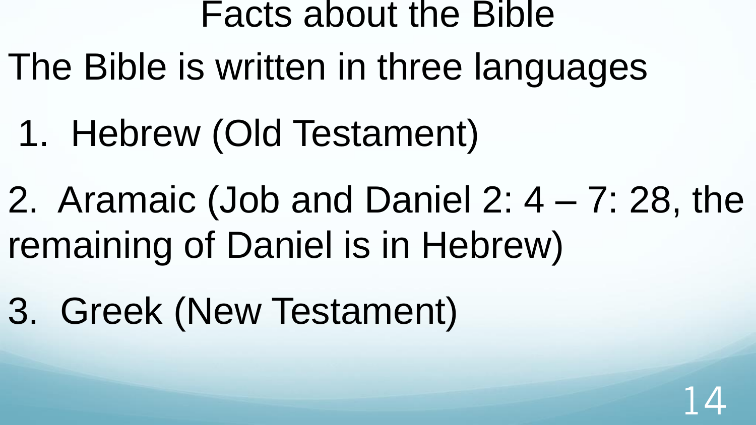# Facts about the Bible

The Bible is written in three languages

1. Hebrew (Old Testament)
2. Aramaic (Job and Daniel 2: 4 – 7: 28, the remaining of Daniel is in Hebrew)
3. Greek (New Testament)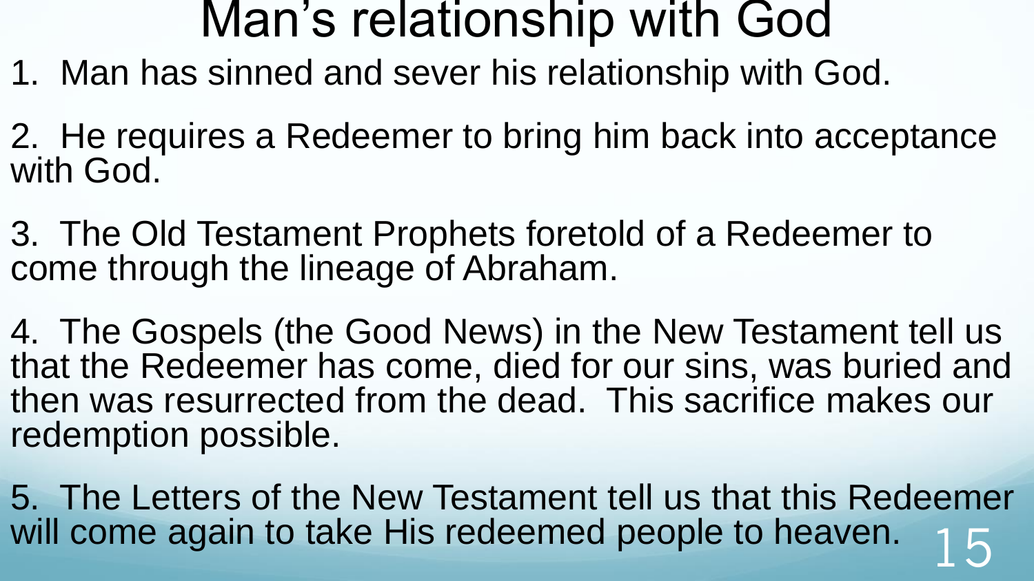# Man's relationship with God

1. Man has sinned and sever his relationship with God.

2. He requires a Redeemer to bring him back into acceptance with God.

3. The Old Testament Prophets foretold of a Redeemer to come through the lineage of Abraham.

4. The Gospels (the Good News) in the New Testament tell us that the Redeemer has come, died for our sins, was buried and then was resurrected from the dead. This sacrifice makes our redemption possible.

5. The Letters of the New Testament tell us that this Redeemer will come again to take His redeemed people to heaven.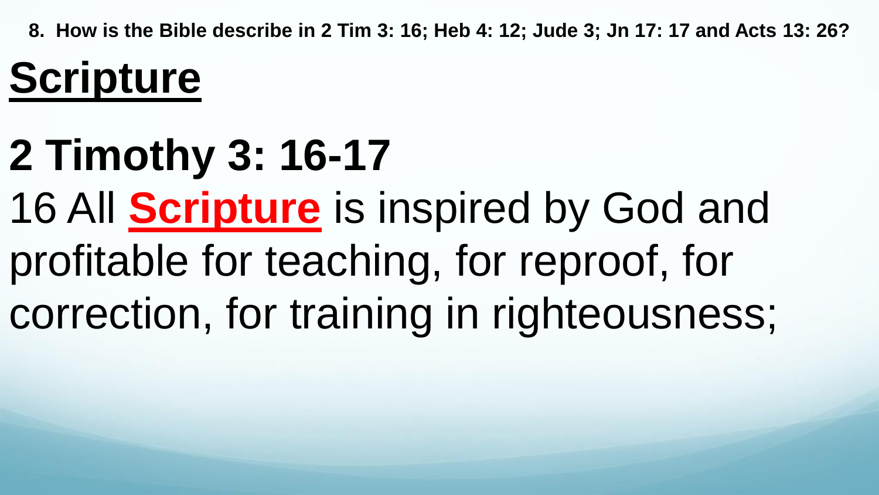**8. How is the Bible describe in 2 Tim 3: 16; Heb 4: 12; Jude 3; Jn 17: 17 and Acts 13: 26?**

# Scripture

## 2 Timothy 3: 16-17

16 All **Scripture** is inspired by God and profitable for teaching, for reproof, for correction, for training in righteousness;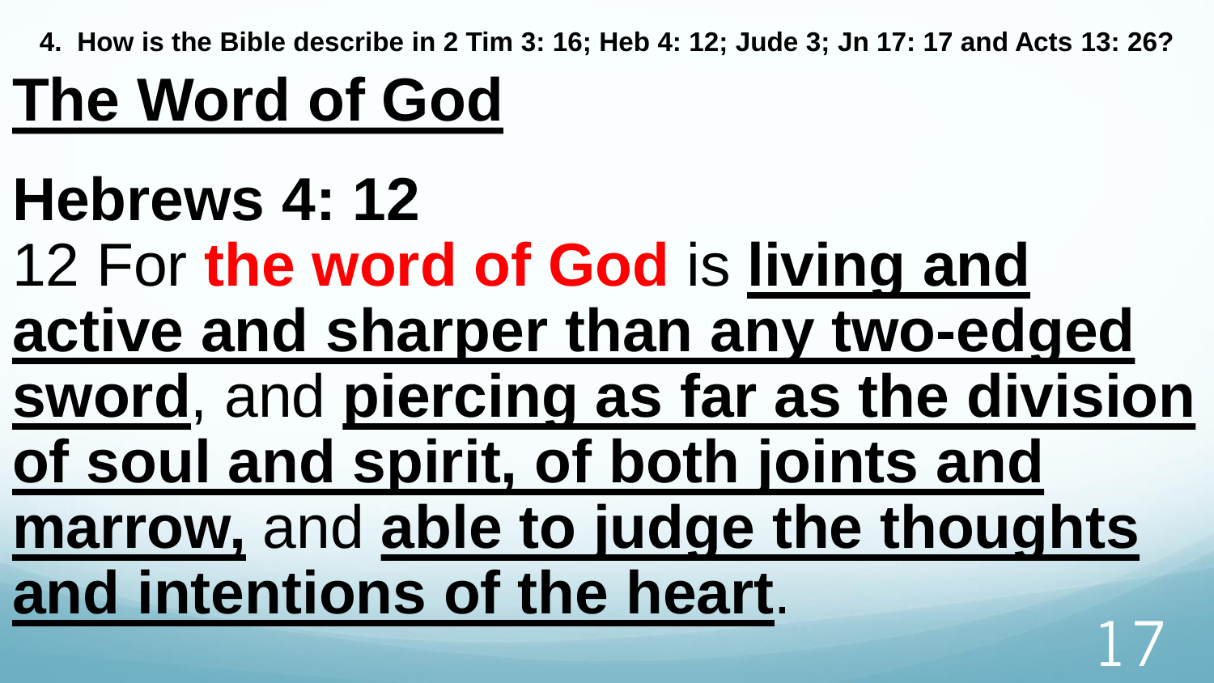**4. How is the Bible describe in 2 Tim 3: 16; Heb 4: 12; Jude 3; Jn 17: 17 and Acts 13: 26?**

# <u>The Word of God</u>

## Hebrews 4: 12

12 For **the word of God** is **<u>living and active and sharper than any two-edged sword</u>**, and **<u>piercing as far as the division of soul and spirit, of both joints and marrow,</u>** and **<u>able to judge the thoughts and intentions of the heart</u>**.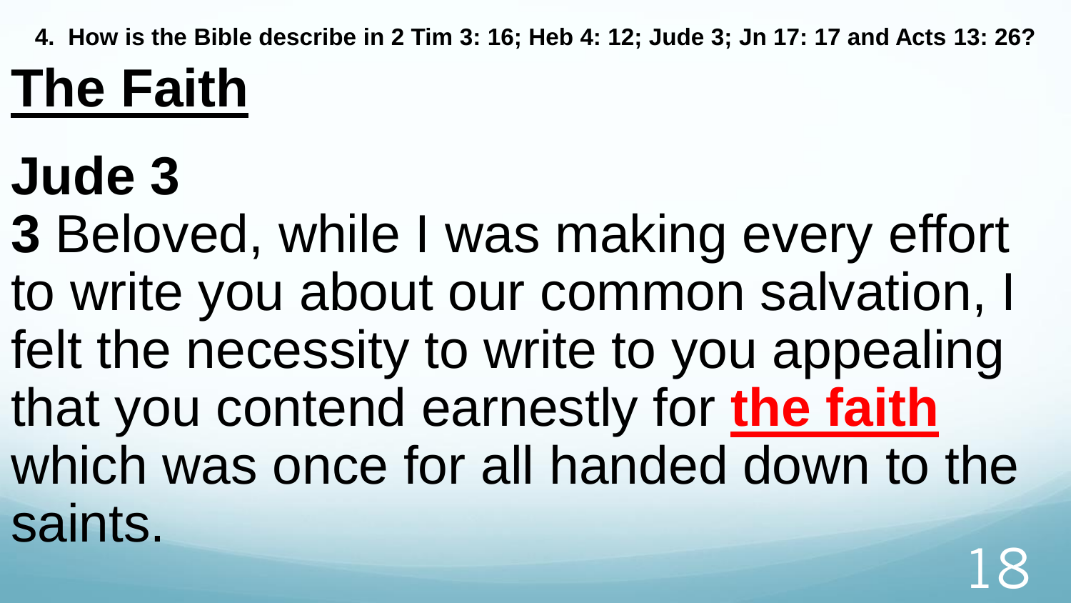**4. How is the Bible describe in 2 Tim 3: 16; Heb 4: 12; Jude 3; Jn 17: 17 and Acts 13: 26?**

# The Faith

## Jude 3

**3** Beloved, while I was making every effort to write you about our common salvation, I felt the necessity to write to you appealing that you contend earnestly for **the faith** which was once for all handed down to the saints.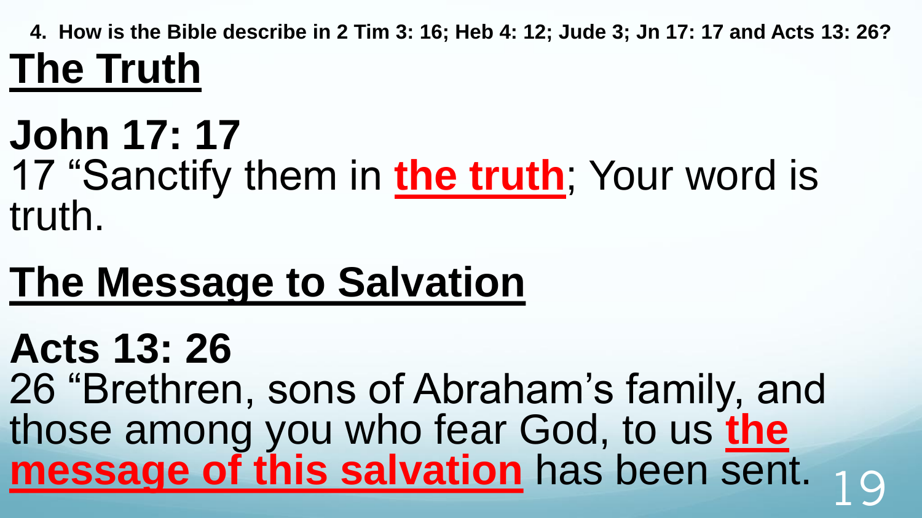**4. How is the Bible describe in 2 Tim 3: 16; Heb 4: 12; Jude 3; Jn 17: 17 and Acts 13: 26?**

## The Truth

**John 17: 17**

17 "Sanctify them in **the truth**; Your word is truth.

## The Message to Salvation

**Acts 13: 26**

26 "Brethren, sons of Abraham's family, and those among you who fear God, to us **the message of this salvation** has been sent.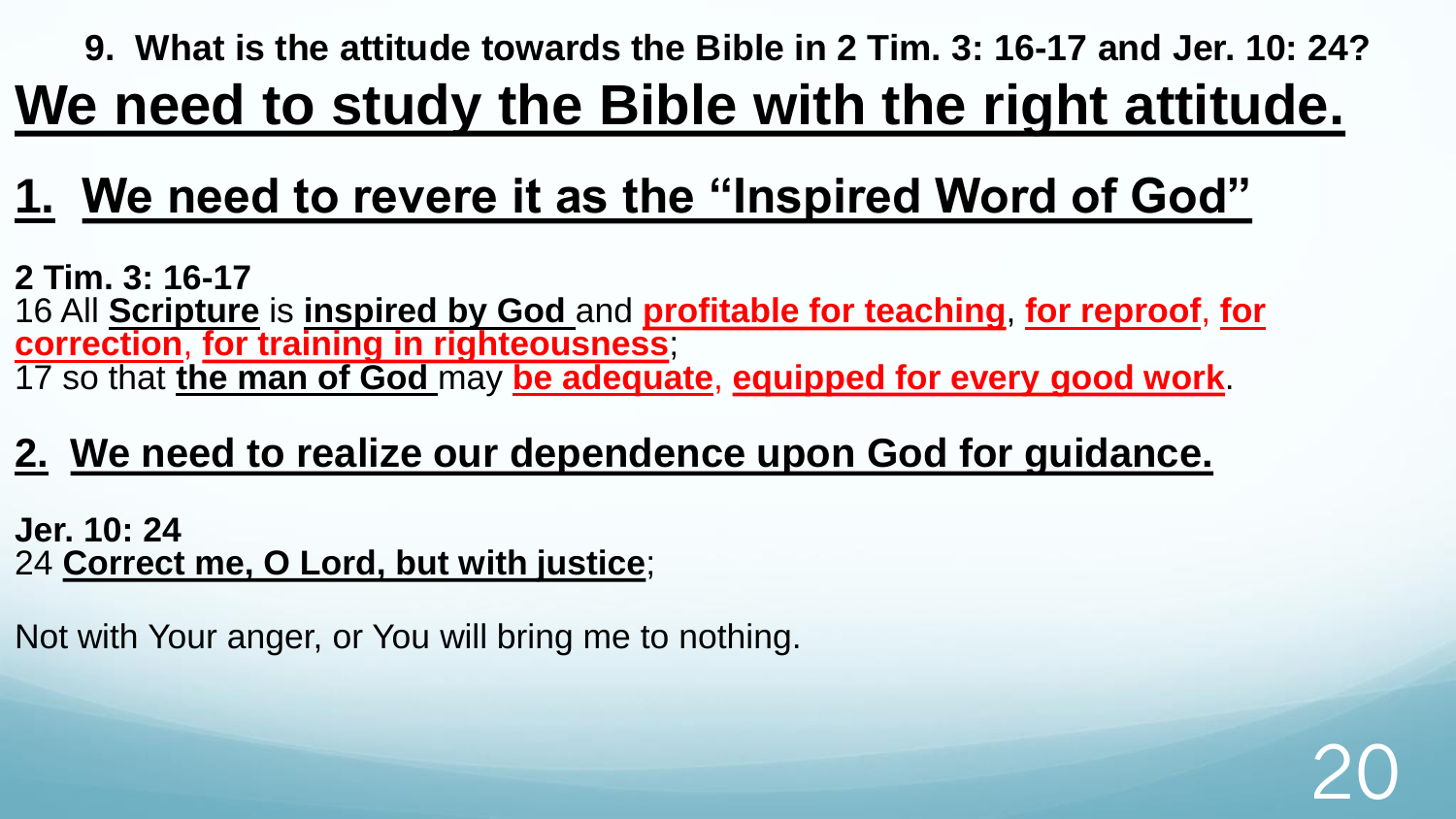**9. What is the attitude towards the Bible in 2 Tim. 3: 16-17 and Jer. 10: 24?**

# We need to study the Bible with the right attitude.

## 1. We need to revere it as the "Inspired Word of God"

**2 Tim. 3: 16-17**
16 All **Scripture** is **inspired by God** and **profitable for teaching**, **for reproof**, **for correction**, **for training in righteousness**;
17 so that **the man of God** may **be adequate**, **equipped for every good work**.

## 2. We need to realize our dependence upon God for guidance.

**Jer. 10: 24**
24 **Correct me, O Lord, but with justice**;

Not with Your anger, or You will bring me to nothing.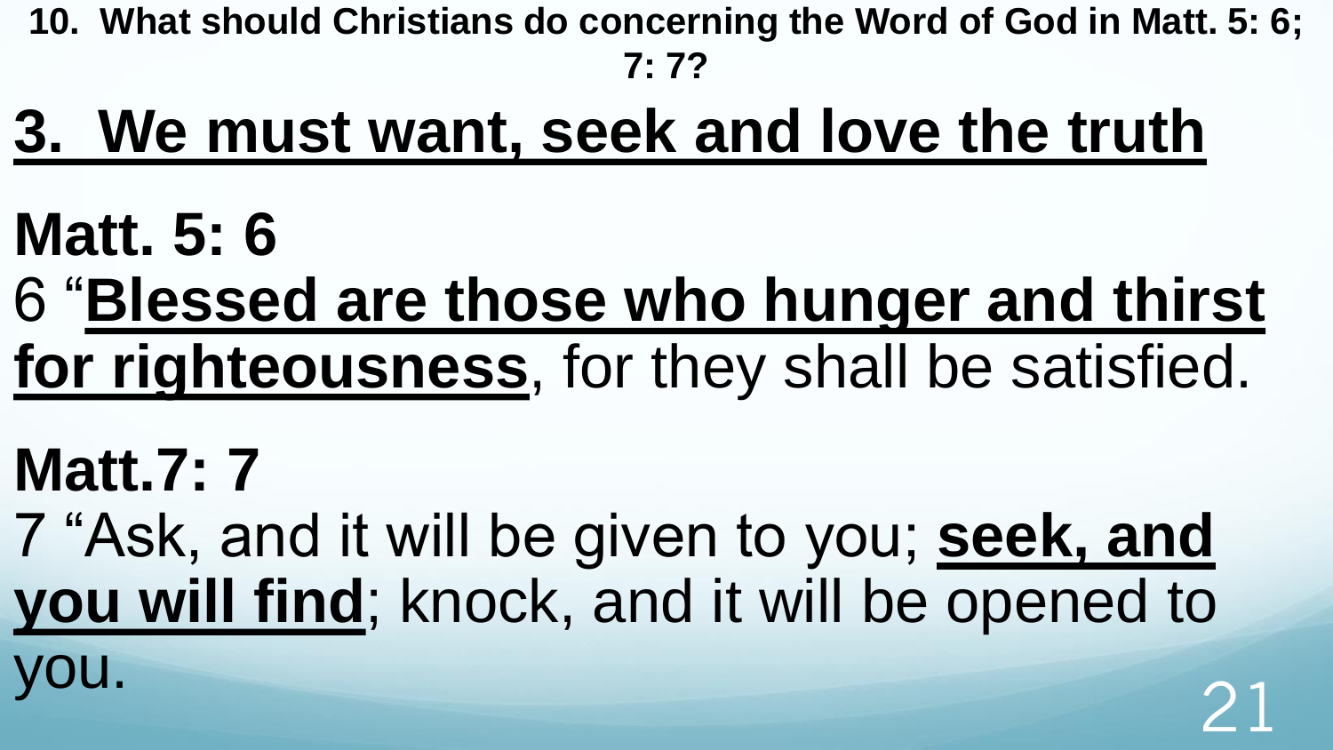**10. What should Christians do concerning the Word of God in Matt. 5: 6; 7: 7?**

## 3. We must want, seek and love the truth

**Matt. 5: 6**

6 "**Blessed are those who hunger and thirst for righteousness**, for they shall be satisfied.

**Matt.7: 7**

7 "Ask, and it will be given to you; **seek, and you will find**; knock, and it will be opened to you.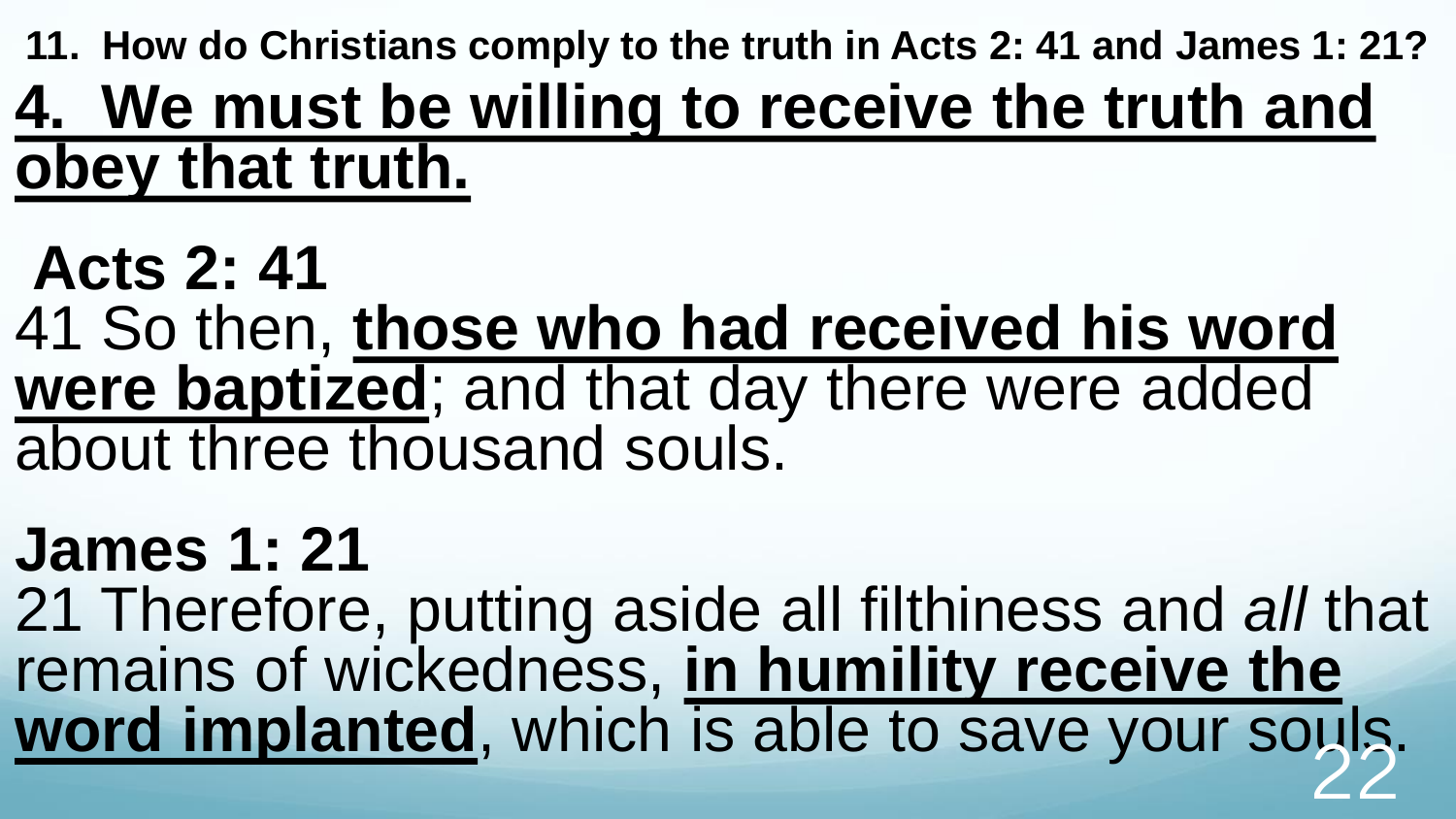**11. How do Christians comply to the truth in Acts 2: 41 and James 1: 21?**

# 4. We must be willing to receive the truth and obey that truth.

**Acts 2: 41**

41 So then, **those who had received his word were baptized**; and that day there were added about three thousand souls.

**James 1: 21**

21 Therefore, putting aside all filthiness and *all* that remains of wickedness, **in humility receive the word implanted**, which is able to save your souls.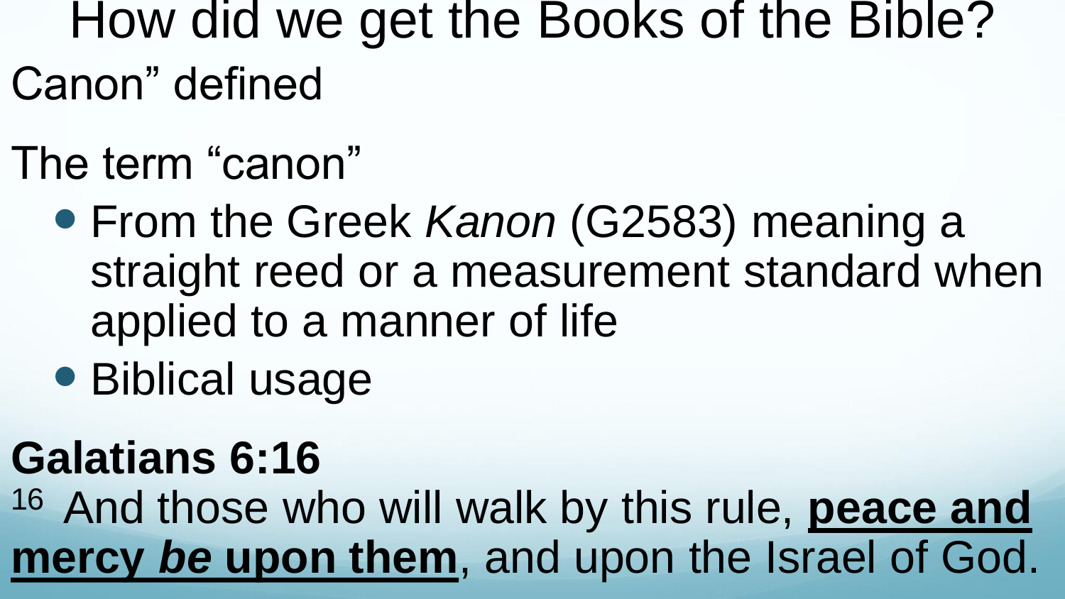# How did we get the Books of the Bible?

Canon” defined

The term “canon”

- From the Greek *Kanon* (G2583) meaning a straight reed or a measurement standard when applied to a manner of life
- Biblical usage

**Galatians 6:16**

16 And those who will walk by this rule, **peace and mercy *be* upon them**, and upon the Israel of God.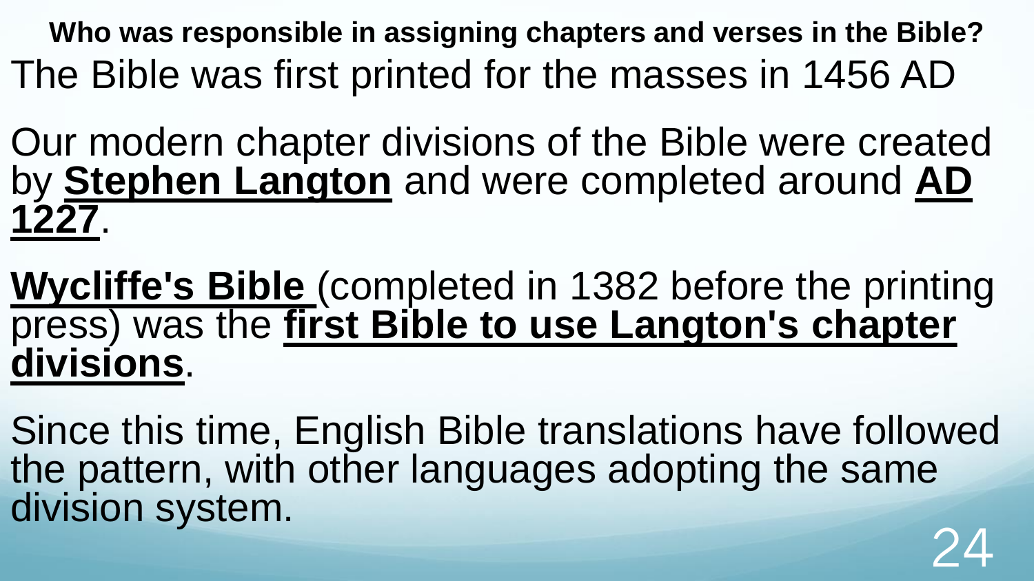**Who was responsible in assigning chapters and verses in the Bible?**

The Bible was first printed for the masses in 1456 AD

Our modern chapter divisions of the Bible were created by **Stephen Langton** and were completed around **AD 1227**.

**Wycliffe's Bible** (completed in 1382 before the printing press) was the **first Bible to use Langton's chapter divisions**.

Since this time, English Bible translations have followed the pattern, with other languages adopting the same division system.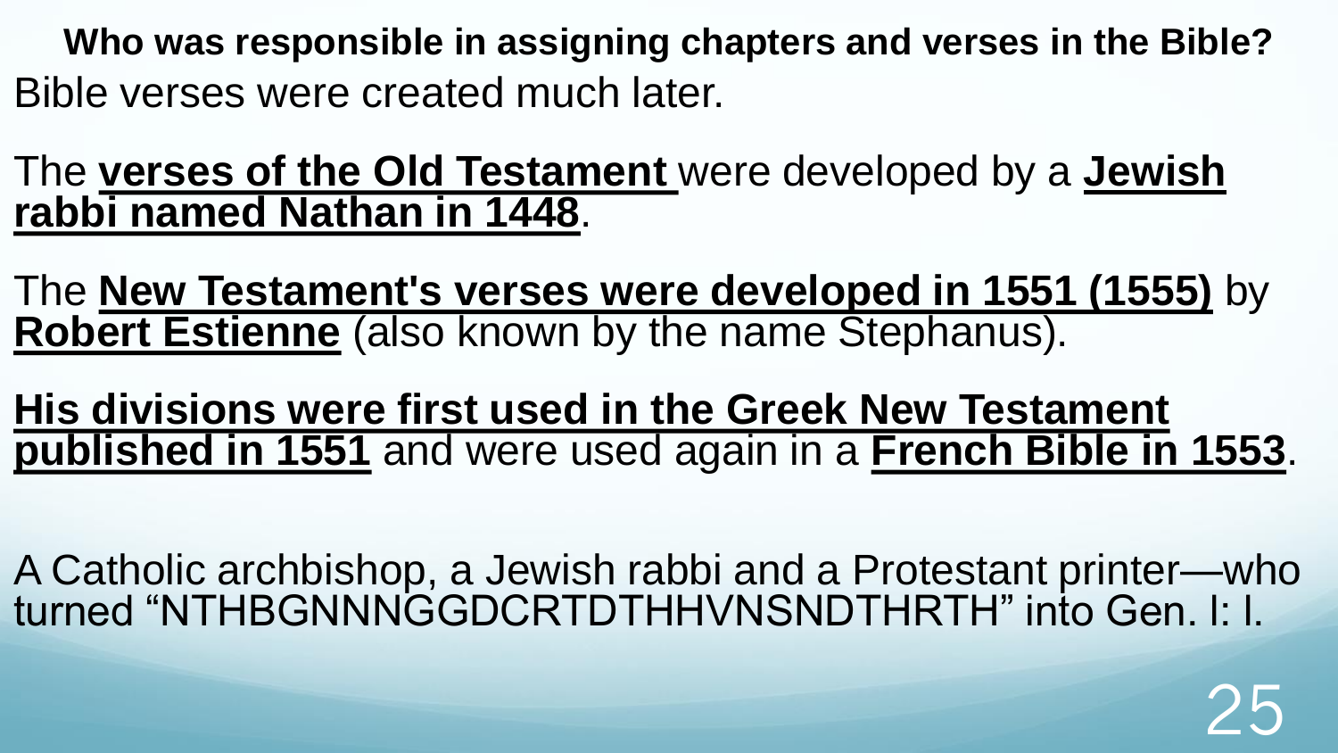**Who was responsible in assigning chapters and verses in the Bible?**

Bible verses were created much later.

The **verses of the Old Testament** were developed by a **Jewish rabbi named Nathan in 1448**.

The **New Testament's verses were developed in 1551 (1555)** by **Robert Estienne** (also known by the name Stephanus).

**His divisions were first used in the Greek New Testament published in 1551** and were used again in a **French Bible in 1553**.

A Catholic archbishop, a Jewish rabbi and a Protestant printer—who turned "NTHBGNNNGGDCRTDTHHVNSNDTHRTH" into Gen. I: I.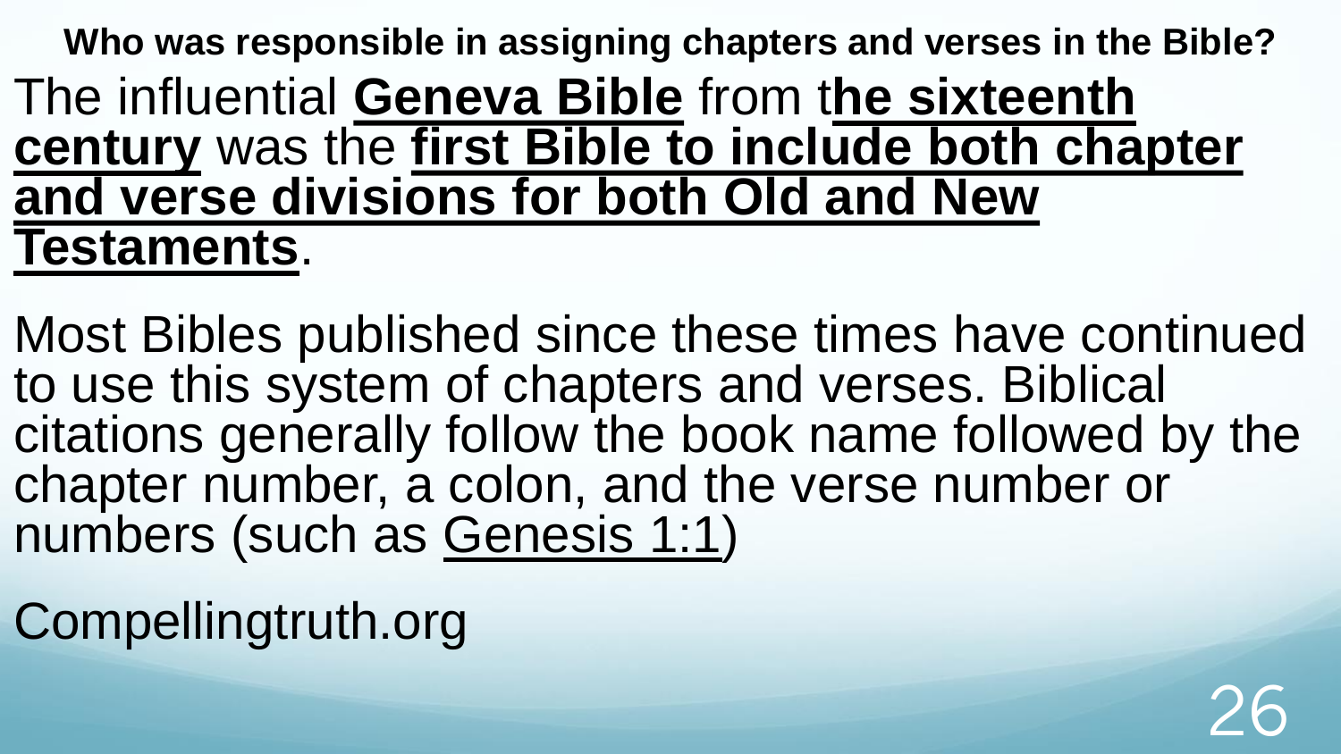## Who was responsible in assigning chapters and verses in the Bible?

The influential **Geneva Bible** from t**he sixteenth century** was the **first Bible to include both chapter and verse divisions for both Old and New Testaments**.

Most Bibles published since these times have continued to use this system of chapters and verses. Biblical citations generally follow the book name followed by the chapter number, a colon, and the verse number or numbers (such as Genesis 1:1)

Compellingtruth.org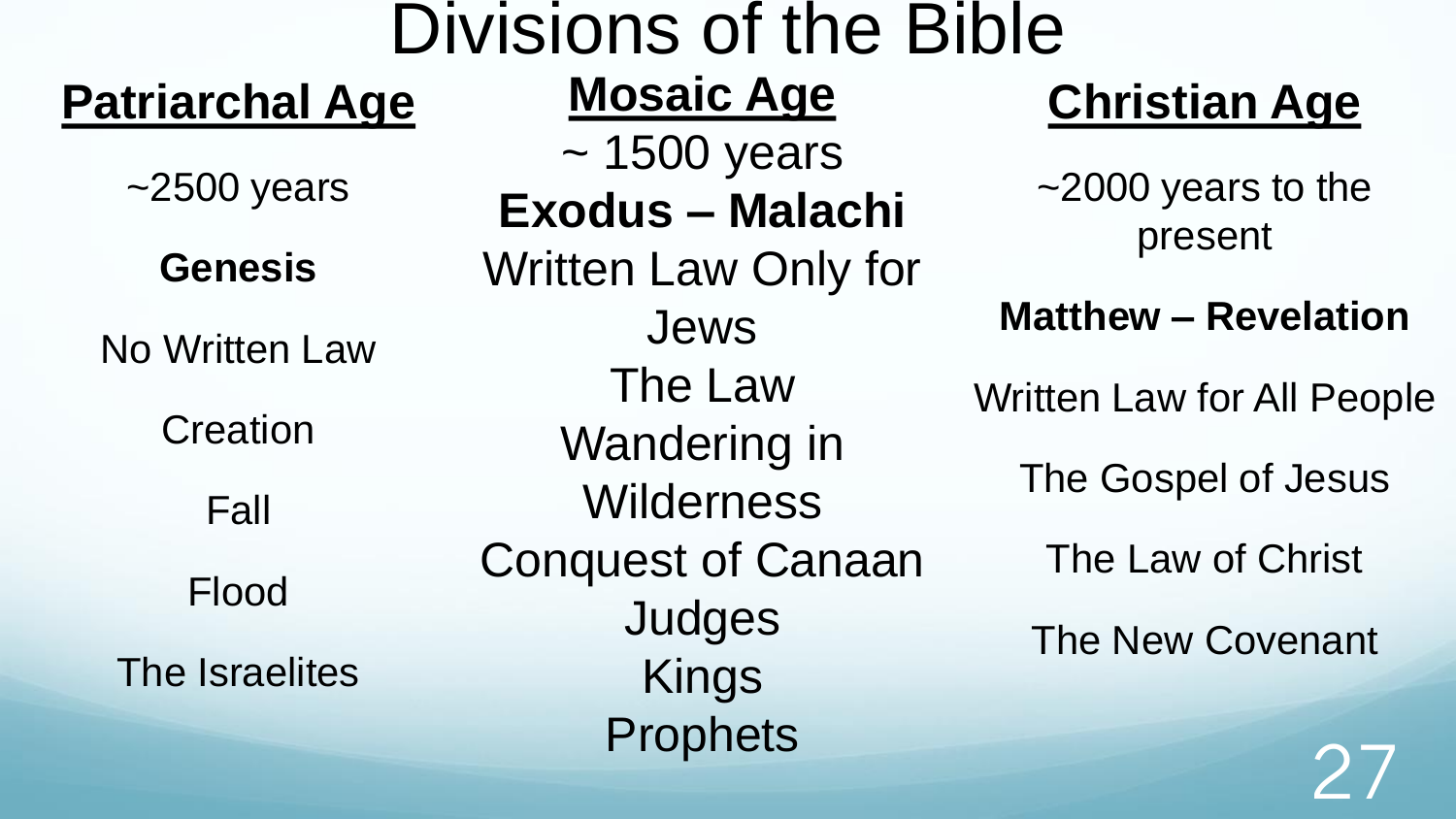# Divisions of the Bible

## Patriarchal Age

~2500 years

**Genesis**

No Written Law

Creation

Fall

Flood

The Israelites

## Mosaic Age

~ 1500 years

**Exodus – Malachi**

Written Law Only for Jews

The Law

Wandering in Wilderness

Conquest of Canaan

Judges

Kings

Prophets

## Christian Age

~2000 years to the present

**Matthew – Revelation**

Written Law for All People

The Gospel of Jesus

The Law of Christ

The New Covenant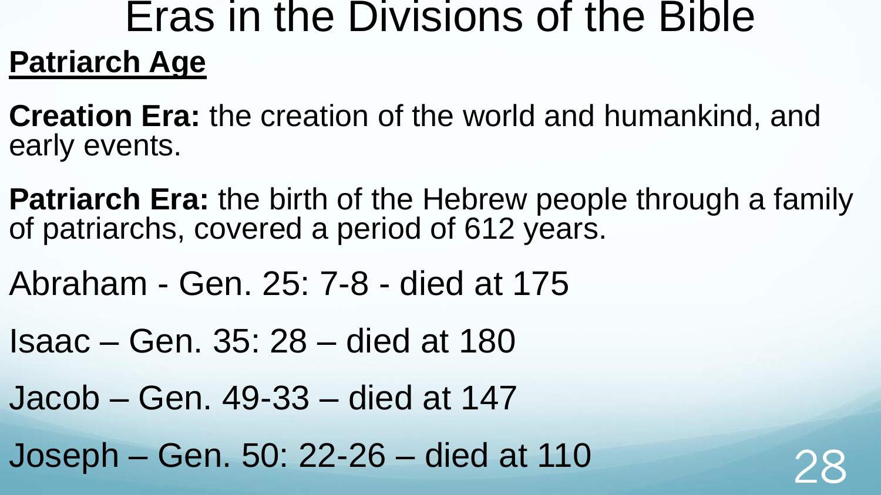# Eras in the Divisions of the Bible

## Patriarch Age

**Creation Era:** the creation of the world and humankind, and early events.

**Patriarch Era:** the birth of the Hebrew people through a family of patriarchs, covered a period of 612 years.

Abraham - Gen. 25: 7-8 - died at 175

Isaac – Gen. 35: 28 – died at 180

Jacob – Gen. 49-33 – died at 147

Joseph – Gen. 50: 22-26 – died at 110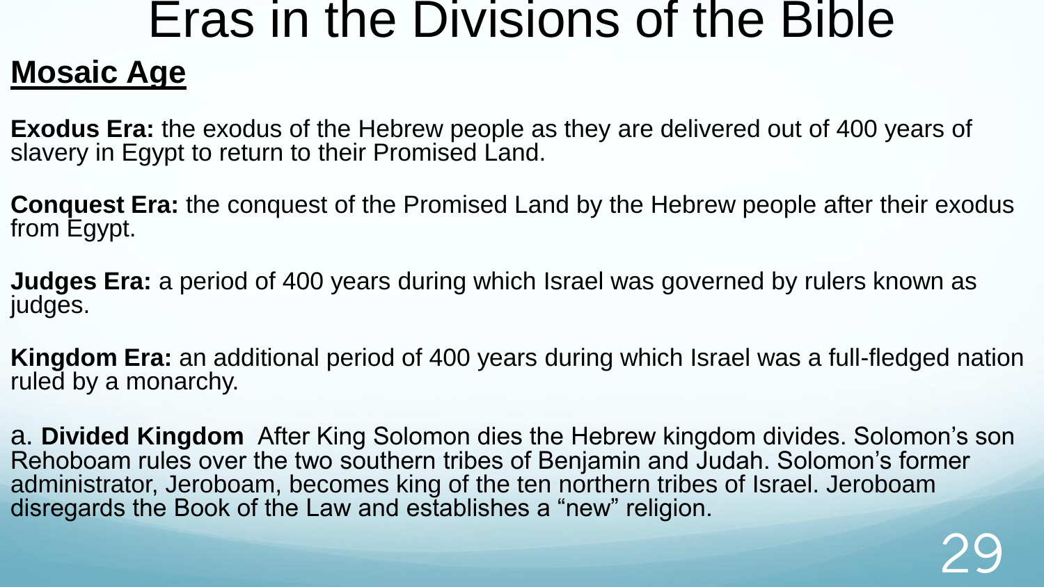# Eras in the Divisions of the Bible

## Mosaic Age

**Exodus Era:** the exodus of the Hebrew people as they are delivered out of 400 years of slavery in Egypt to return to their Promised Land.

**Conquest Era:** the conquest of the Promised Land by the Hebrew people after their exodus from Egypt.

**Judges Era:** a period of 400 years during which Israel was governed by rulers known as judges.

**Kingdom Era:** an additional period of 400 years during which Israel was a full-fledged nation ruled by a monarchy.

a. **Divided Kingdom** After King Solomon dies the Hebrew kingdom divides. Solomon's son Rehoboam rules over the two southern tribes of Benjamin and Judah. Solomon's former administrator, Jeroboam, becomes king of the ten northern tribes of Israel. Jeroboam disregards the Book of the Law and establishes a "new" religion.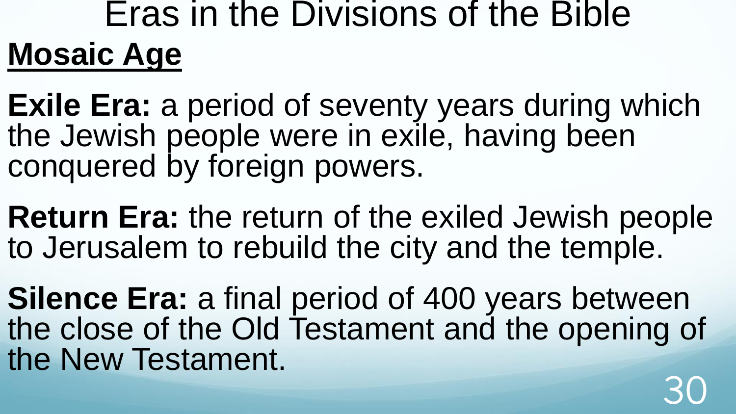# Eras in the Divisions of the Bible

## Mosaic Age

**Exile Era:** a period of seventy years during which the Jewish people were in exile, having been conquered by foreign powers.

**Return Era:** the return of the exiled Jewish people to Jerusalem to rebuild the city and the temple.

**Silence Era:** a final period of 400 years between the close of the Old Testament and the opening of the New Testament.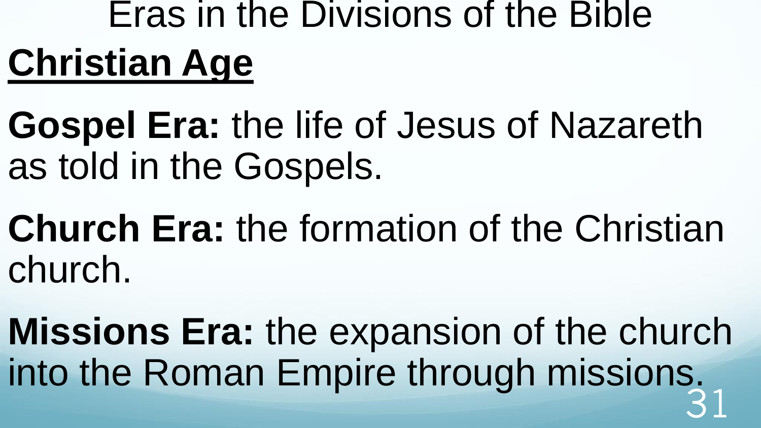# Eras in the Divisions of the Bible

## Christian Age

**Gospel Era:** the life of Jesus of Nazareth as told in the Gospels.

**Church Era:** the formation of the Christian church.

**Missions Era:** the expansion of the church into the Roman Empire through missions.